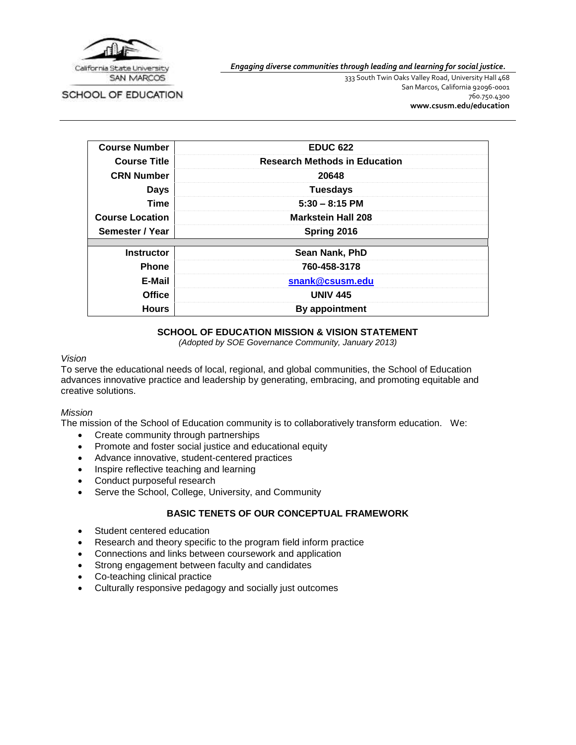California State University
SAN MARCOS

SCHOOL OF EDUCATION

***Engaging diverse communities through leading and learning for social justice.***

333 South Twin Oaks Valley Road, University Hall 468
San Marcos, California 92096-0001
760.750.4300
**www.csusm.edu/education**

| | |
|---|---|
| **Course Number** | **EDUC 622** |
| **Course Title** | **Research Methods in Education** |
| **CRN Number** | **20648** |
| **Days** | **Tuesdays** |
| **Time** | **5:30 – 8:15 PM** |
| **Course Location** | **Markstein Hall 208** |
| **Semester / Year** | **Spring 2016** |
| | |
| **Instructor** | **Sean Nank, PhD** |
| **Phone** | **760-458-3178** |
| **E-Mail** | **snank@csusm.edu** |
| **Office** | **UNIV 445** |
| **Hours** | **By appointment** |

## SCHOOL OF EDUCATION MISSION & VISION STATEMENT

*(Adopted by SOE Governance Community, January 2013)*

*Vision*

To serve the educational needs of local, regional, and global communities, the School of Education advances innovative practice and leadership by generating, embracing, and promoting equitable and creative solutions.

*Mission*

The mission of the School of Education community is to collaboratively transform education. We:

- Create community through partnerships
- Promote and foster social justice and educational equity
- Advance innovative, student-centered practices
- Inspire reflective teaching and learning
- Conduct purposeful research
- Serve the School, College, University, and Community

## BASIC TENETS OF OUR CONCEPTUAL FRAMEWORK

- Student centered education
- Research and theory specific to the program field inform practice
- Connections and links between coursework and application
- Strong engagement between faculty and candidates
- Co-teaching clinical practice
- Culturally responsive pedagogy and socially just outcomes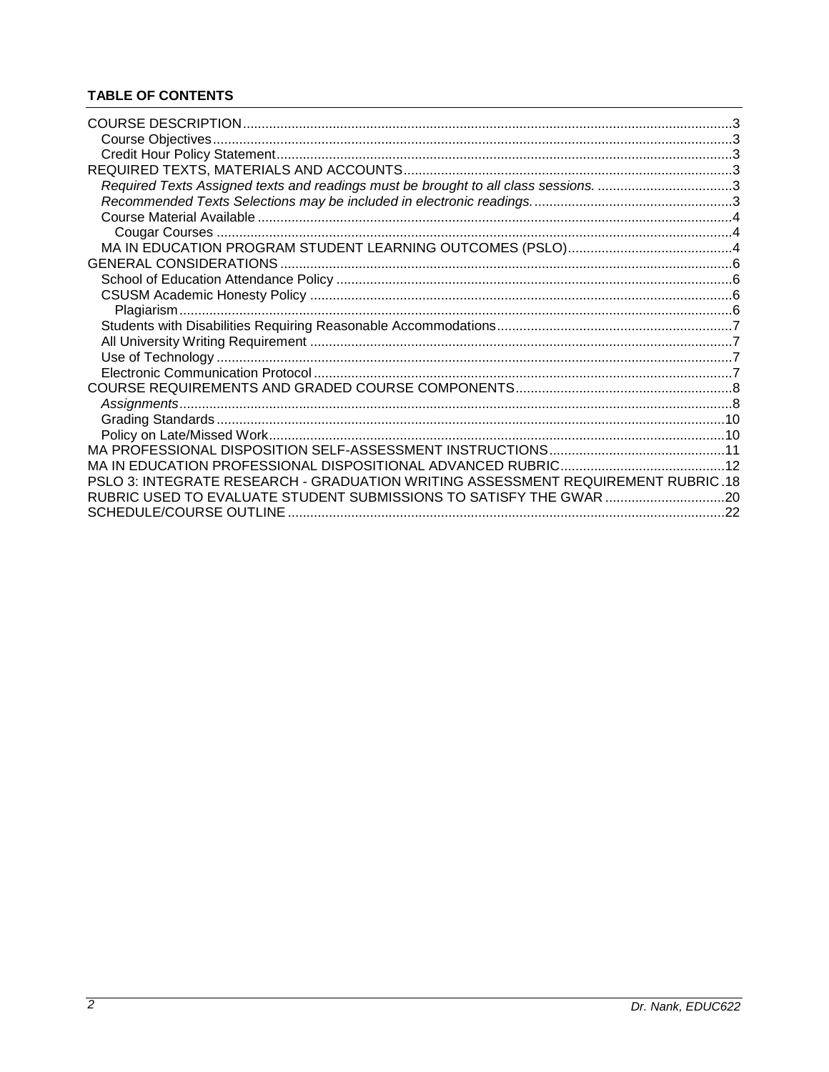**TABLE OF CONTENTS**

- COURSE DESCRIPTION ..... 3
  - Course Objectives ..... 3
  - Credit Hour Policy Statement ..... 3
- REQUIRED TEXTS, MATERIALS AND ACCOUNTS ..... 3
  - *Required Texts Assigned texts and readings must be brought to all class sessions.* ..... 3
  - *Recommended Texts Selections may be included in electronic readings.* ..... 3
  - Course Material Available ..... 4
    - Cougar Courses ..... 4
  - MA IN EDUCATION PROGRAM STUDENT LEARNING OUTCOMES (PSLO) ..... 4
- GENERAL CONSIDERATIONS ..... 6
  - School of Education Attendance Policy ..... 6
  - CSUSM Academic Honesty Policy ..... 6
    - Plagiarism ..... 6
  - Students with Disabilities Requiring Reasonable Accommodations ..... 7
  - All University Writing Requirement ..... 7
  - Use of Technology ..... 7
  - Electronic Communication Protocol ..... 7
- COURSE REQUIREMENTS AND GRADED COURSE COMPONENTS ..... 8
  - *Assignments* ..... 8
  - Grading Standards ..... 10
  - Policy on Late/Missed Work ..... 10
- MA PROFESSIONAL DISPOSITION SELF-ASSESSMENT INSTRUCTIONS ..... 11
- MA IN EDUCATION PROFESSIONAL DISPOSITIONAL ADVANCED RUBRIC ..... 12
- PSLO 3: INTEGRATE RESEARCH - GRADUATION WRITING ASSESSMENT REQUIREMENT RUBRIC ..... 18
- RUBRIC USED TO EVALUATE STUDENT SUBMISSIONS TO SATISFY THE GWAR ..... 20
- SCHEDULE/COURSE OUTLINE ..... 22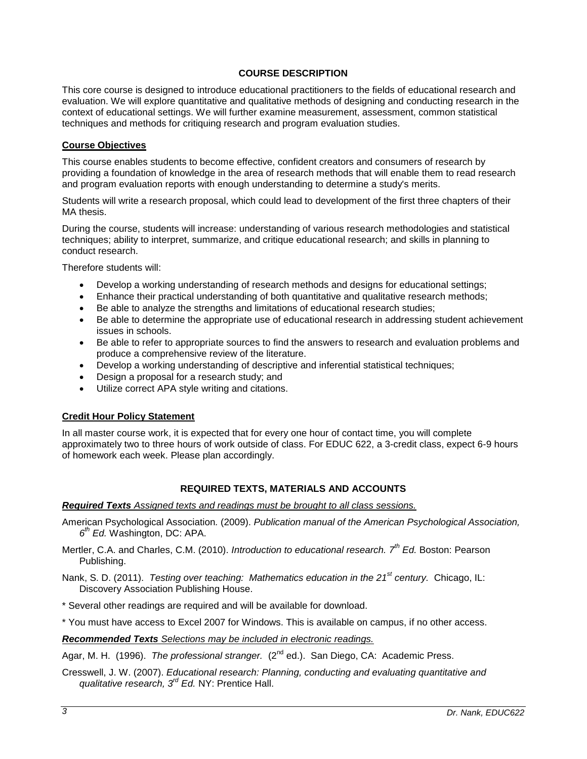## COURSE DESCRIPTION

This core course is designed to introduce educational practitioners to the fields of educational research and evaluation. We will explore quantitative and qualitative methods of designing and conducting research in the context of educational settings. We will further examine measurement, assessment, common statistical techniques and methods for critiquing research and program evaluation studies.

### Course Objectives

This course enables students to become effective, confident creators and consumers of research by providing a foundation of knowledge in the area of research methods that will enable them to read research and program evaluation reports with enough understanding to determine a study's merits.

Students will write a research proposal, which could lead to development of the first three chapters of their MA thesis.

During the course, students will increase: understanding of various research methodologies and statistical techniques; ability to interpret, summarize, and critique educational research; and skills in planning to conduct research.

Therefore students will:

- Develop a working understanding of research methods and designs for educational settings;
- Enhance their practical understanding of both quantitative and qualitative research methods;
- Be able to analyze the strengths and limitations of educational research studies;
- Be able to determine the appropriate use of educational research in addressing student achievement issues in schools.
- Be able to refer to appropriate sources to find the answers to research and evaluation problems and produce a comprehensive review of the literature.
- Develop a working understanding of descriptive and inferential statistical techniques;
- Design a proposal for a research study; and
- Utilize correct APA style writing and citations.

### Credit Hour Policy Statement

In all master course work, it is expected that for every one hour of contact time, you will complete approximately two to three hours of work outside of class. For EDUC 622, a 3-credit class, expect 6-9 hours of homework each week. Please plan accordingly.

## REQUIRED TEXTS, MATERIALS AND ACCOUNTS

***Required Texts*** *Assigned texts and readings must be brought to all class sessions.*

American Psychological Association. (2009). *Publication manual of the American Psychological Association, 6th Ed.* Washington, DC: APA.

Mertler, C.A. and Charles, C.M. (2010). *Introduction to educational research. 7th Ed.* Boston: Pearson Publishing.

Nank, S. D. (2011). *Testing over teaching: Mathematics education in the 21st century.* Chicago, IL: Discovery Association Publishing House.

* Several other readings are required and will be available for download.

* You must have access to Excel 2007 for Windows. This is available on campus, if no other access.

***Recommended Texts*** *Selections may be included in electronic readings.*

Agar, M. H. (1996). *The professional stranger.* (2nd ed.). San Diego, CA: Academic Press.

Cresswell, J. W. (2007). *Educational research: Planning, conducting and evaluating quantitative and qualitative research, 3rd Ed.* NY: Prentice Hall.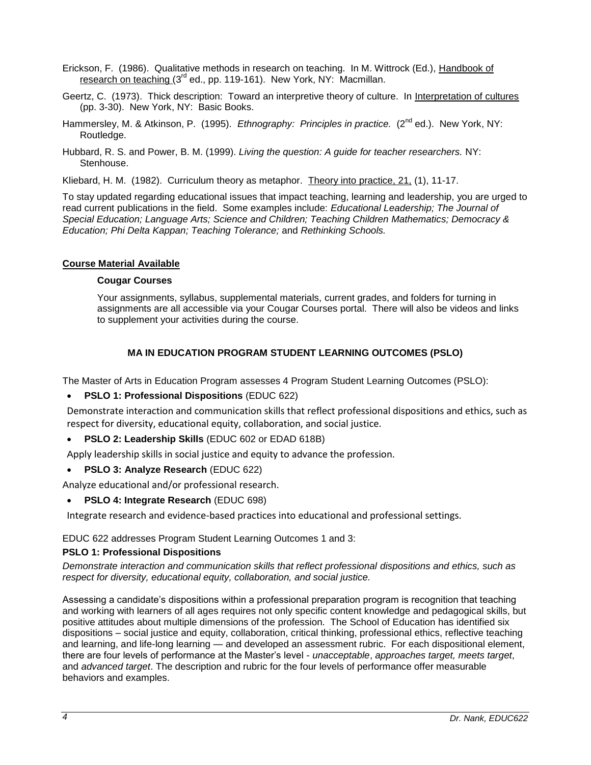Erickson, F. (1986). Qualitative methods in research on teaching. In M. Wittrock (Ed.), Handbook of research on teaching (3rd ed., pp. 119-161). New York, NY: Macmillan.

Geertz, C. (1973). Thick description: Toward an interpretive theory of culture. In Interpretation of cultures (pp. 3-30). New York, NY: Basic Books.

Hammersley, M. & Atkinson, P. (1995). *Ethnography: Principles in practice.* (2nd ed.). New York, NY: Routledge.

Hubbard, R. S. and Power, B. M. (1999). *Living the question: A guide for teacher researchers.* NY: Stenhouse.

Kliebard, H. M. (1982). Curriculum theory as metaphor. Theory into practice, 21, (1), 11-17.

To stay updated regarding educational issues that impact teaching, learning and leadership, you are urged to read current publications in the field. Some examples include: *Educational Leadership; The Journal of Special Education; Language Arts; Science and Children; Teaching Children Mathematics; Democracy & Education; Phi Delta Kappan; Teaching Tolerance;* and *Rethinking Schools.*

## Course Material Available

**Cougar Courses**

Your assignments, syllabus, supplemental materials, current grades, and folders for turning in assignments are all accessible via your Cougar Courses portal. There will also be videos and links to supplement your activities during the course.

## MA IN EDUCATION PROGRAM STUDENT LEARNING OUTCOMES (PSLO)

The Master of Arts in Education Program assesses 4 Program Student Learning Outcomes (PSLO):

- **PSLO 1: Professional Dispositions** (EDUC 622)

  Demonstrate interaction and communication skills that reflect professional dispositions and ethics, such as respect for diversity, educational equity, collaboration, and social justice.

- **PSLO 2: Leadership Skills** (EDUC 602 or EDAD 618B)

  Apply leadership skills in social justice and equity to advance the profession.

- **PSLO 3: Analyze Research** (EDUC 622)

  Analyze educational and/or professional research.

- **PSLO 4: Integrate Research** (EDUC 698)

  Integrate research and evidence-based practices into educational and professional settings.

EDUC 622 addresses Program Student Learning Outcomes 1 and 3:

**PSLO 1: Professional Dispositions**

*Demonstrate interaction and communication skills that reflect professional dispositions and ethics, such as respect for diversity, educational equity, collaboration, and social justice.*

Assessing a candidate's dispositions within a professional preparation program is recognition that teaching and working with learners of all ages requires not only specific content knowledge and pedagogical skills, but positive attitudes about multiple dimensions of the profession. The School of Education has identified six dispositions – social justice and equity, collaboration, critical thinking, professional ethics, reflective teaching and learning, and life-long learning — and developed an assessment rubric. For each dispositional element, there are four levels of performance at the Master's level - *unacceptable*, *approaches target, meets target*, and *advanced target*. The description and rubric for the four levels of performance offer measurable behaviors and examples.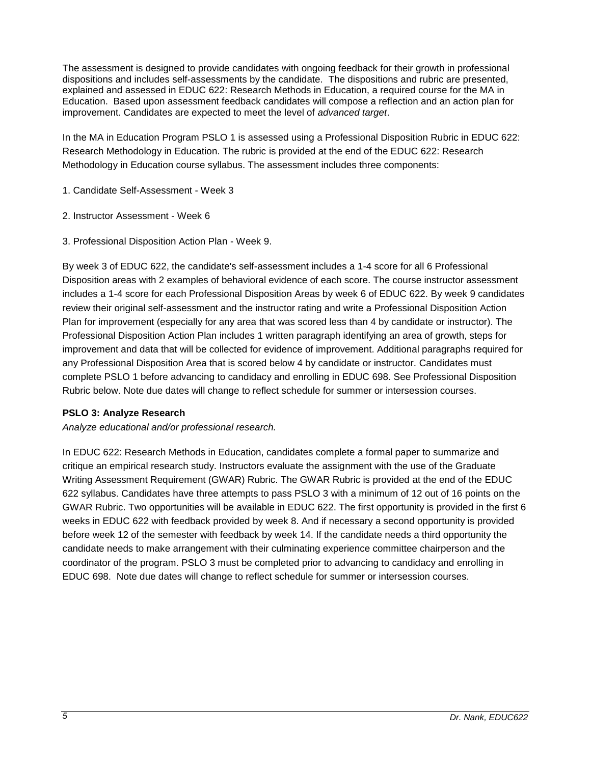The assessment is designed to provide candidates with ongoing feedback for their growth in professional dispositions and includes self-assessments by the candidate. The dispositions and rubric are presented, explained and assessed in EDUC 622: Research Methods in Education, a required course for the MA in Education. Based upon assessment feedback candidates will compose a reflection and an action plan for improvement. Candidates are expected to meet the level of *advanced target*.

In the MA in Education Program PSLO 1 is assessed using a Professional Disposition Rubric in EDUC 622: Research Methodology in Education. The rubric is provided at the end of the EDUC 622: Research Methodology in Education course syllabus. The assessment includes three components:

1. Candidate Self-Assessment - Week 3
2. Instructor Assessment - Week 6
3. Professional Disposition Action Plan - Week 9.

By week 3 of EDUC 622, the candidate's self-assessment includes a 1-4 score for all 6 Professional Disposition areas with 2 examples of behavioral evidence of each score. The course instructor assessment includes a 1-4 score for each Professional Disposition Areas by week 6 of EDUC 622. By week 9 candidates review their original self-assessment and the instructor rating and write a Professional Disposition Action Plan for improvement (especially for any area that was scored less than 4 by candidate or instructor). The Professional Disposition Action Plan includes 1 written paragraph identifying an area of growth, steps for improvement and data that will be collected for evidence of improvement. Additional paragraphs required for any Professional Disposition Area that is scored below 4 by candidate or instructor. Candidates must complete PSLO 1 before advancing to candidacy and enrolling in EDUC 698. See Professional Disposition Rubric below. Note due dates will change to reflect schedule for summer or intersession courses.

### PSLO 3: Analyze Research

*Analyze educational and/or professional research.*

In EDUC 622: Research Methods in Education, candidates complete a formal paper to summarize and critique an empirical research study. Instructors evaluate the assignment with the use of the Graduate Writing Assessment Requirement (GWAR) Rubric. The GWAR Rubric is provided at the end of the EDUC 622 syllabus. Candidates have three attempts to pass PSLO 3 with a minimum of 12 out of 16 points on the GWAR Rubric. Two opportunities will be available in EDUC 622. The first opportunity is provided in the first 6 weeks in EDUC 622 with feedback provided by week 8. And if necessary a second opportunity is provided before week 12 of the semester with feedback by week 14. If the candidate needs a third opportunity the candidate needs to make arrangement with their culminating experience committee chairperson and the coordinator of the program. PSLO 3 must be completed prior to advancing to candidacy and enrolling in EDUC 698. Note due dates will change to reflect schedule for summer or intersession courses.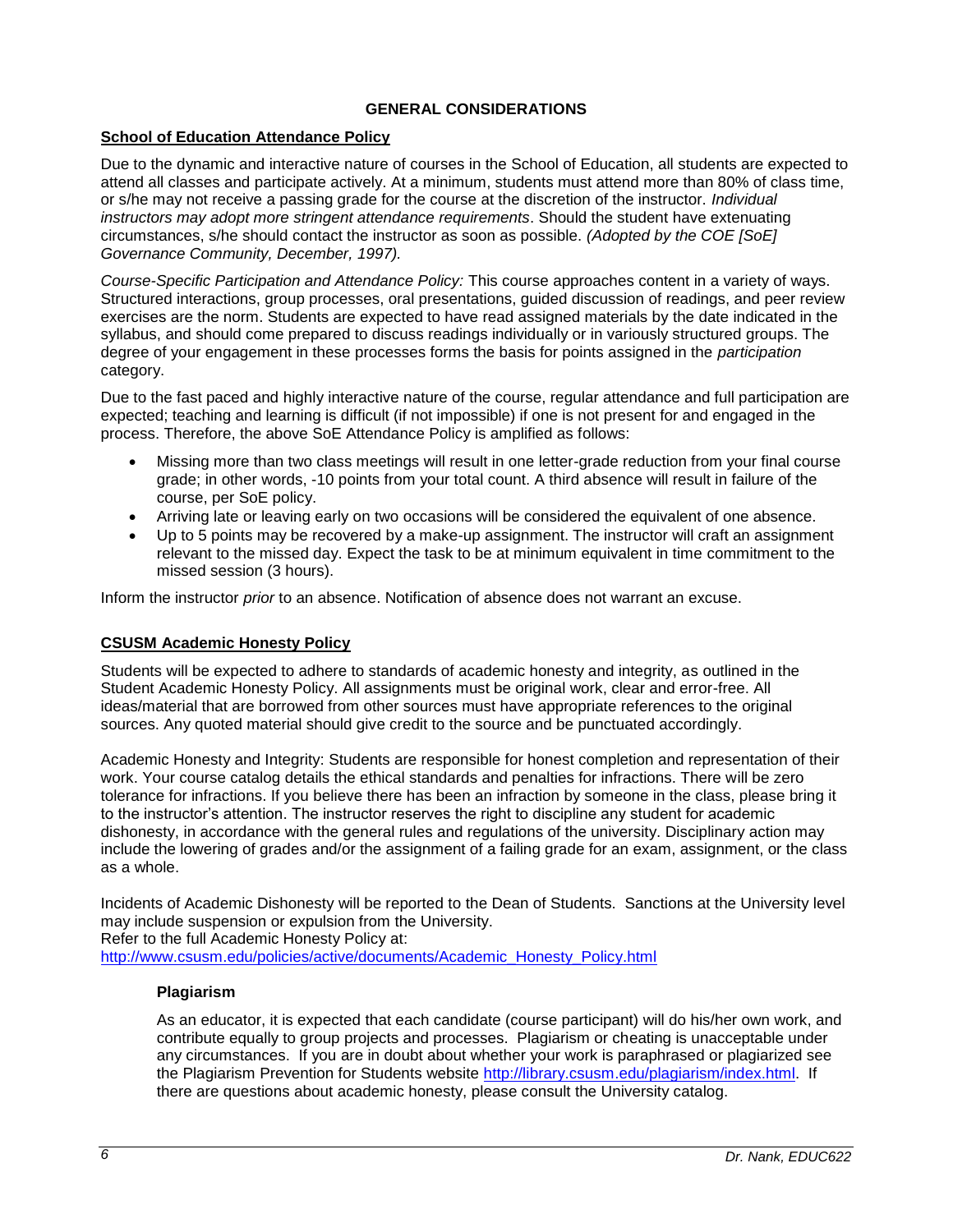## GENERAL CONSIDERATIONS

### School of Education Attendance Policy

Due to the dynamic and interactive nature of courses in the School of Education, all students are expected to attend all classes and participate actively. At a minimum, students must attend more than 80% of class time, or s/he may not receive a passing grade for the course at the discretion of the instructor. *Individual instructors may adopt more stringent attendance requirements*. Should the student have extenuating circumstances, s/he should contact the instructor as soon as possible. *(Adopted by the COE [SoE] Governance Community, December, 1997).*

*Course-Specific Participation and Attendance Policy:* This course approaches content in a variety of ways. Structured interactions, group processes, oral presentations, guided discussion of readings, and peer review exercises are the norm. Students are expected to have read assigned materials by the date indicated in the syllabus, and should come prepared to discuss readings individually or in variously structured groups. The degree of your engagement in these processes forms the basis for points assigned in the *participation* category.

Due to the fast paced and highly interactive nature of the course, regular attendance and full participation are expected; teaching and learning is difficult (if not impossible) if one is not present for and engaged in the process. Therefore, the above SoE Attendance Policy is amplified as follows:

- Missing more than two class meetings will result in one letter-grade reduction from your final course grade; in other words, -10 points from your total count. A third absence will result in failure of the course, per SoE policy.
- Arriving late or leaving early on two occasions will be considered the equivalent of one absence.
- Up to 5 points may be recovered by a make-up assignment. The instructor will craft an assignment relevant to the missed day. Expect the task to be at minimum equivalent in time commitment to the missed session (3 hours).

Inform the instructor *prior* to an absence. Notification of absence does not warrant an excuse.

### CSUSM Academic Honesty Policy

Students will be expected to adhere to standards of academic honesty and integrity, as outlined in the Student Academic Honesty Policy. All assignments must be original work, clear and error-free. All ideas/material that are borrowed from other sources must have appropriate references to the original sources. Any quoted material should give credit to the source and be punctuated accordingly.

Academic Honesty and Integrity: Students are responsible for honest completion and representation of their work. Your course catalog details the ethical standards and penalties for infractions. There will be zero tolerance for infractions. If you believe there has been an infraction by someone in the class, please bring it to the instructor's attention. The instructor reserves the right to discipline any student for academic dishonesty, in accordance with the general rules and regulations of the university. Disciplinary action may include the lowering of grades and/or the assignment of a failing grade for an exam, assignment, or the class as a whole.

Incidents of Academic Dishonesty will be reported to the Dean of Students. Sanctions at the University level may include suspension or expulsion from the University.
Refer to the full Academic Honesty Policy at:
http://www.csusm.edu/policies/active/documents/Academic_Honesty_Policy.html

#### Plagiarism

As an educator, it is expected that each candidate (course participant) will do his/her own work, and contribute equally to group projects and processes. Plagiarism or cheating is unacceptable under any circumstances. If you are in doubt about whether your work is paraphrased or plagiarized see the Plagiarism Prevention for Students website http://library.csusm.edu/plagiarism/index.html. If there are questions about academic honesty, please consult the University catalog.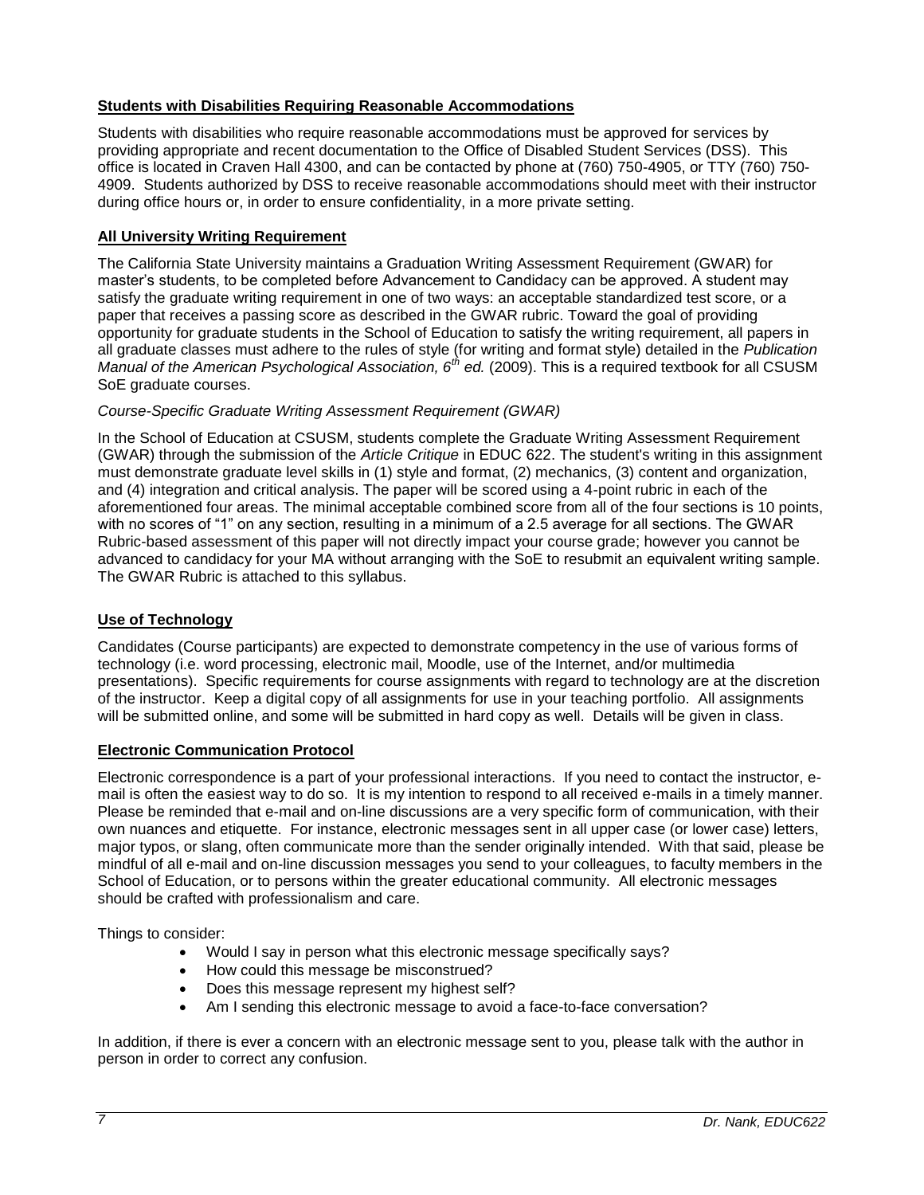## **Students with Disabilities Requiring Reasonable Accommodations**

Students with disabilities who require reasonable accommodations must be approved for services by providing appropriate and recent documentation to the Office of Disabled Student Services (DSS). This office is located in Craven Hall 4300, and can be contacted by phone at (760) 750-4905, or TTY (760) 750-4909. Students authorized by DSS to receive reasonable accommodations should meet with their instructor during office hours or, in order to ensure confidentiality, in a more private setting.

## **All University Writing Requirement**

The California State University maintains a Graduation Writing Assessment Requirement (GWAR) for master's students, to be completed before Advancement to Candidacy can be approved. A student may satisfy the graduate writing requirement in one of two ways: an acceptable standardized test score, or a paper that receives a passing score as described in the GWAR rubric. Toward the goal of providing opportunity for graduate students in the School of Education to satisfy the writing requirement, all papers in all graduate classes must adhere to the rules of style (for writing and format style) detailed in the *Publication Manual of the American Psychological Association, 6th ed.* (2009). This is a required textbook for all CSUSM SoE graduate courses.

*Course-Specific Graduate Writing Assessment Requirement (GWAR)*

In the School of Education at CSUSM, students complete the Graduate Writing Assessment Requirement (GWAR) through the submission of the *Article Critique* in EDUC 622. The student's writing in this assignment must demonstrate graduate level skills in (1) style and format, (2) mechanics, (3) content and organization, and (4) integration and critical analysis. The paper will be scored using a 4-point rubric in each of the aforementioned four areas. The minimal acceptable combined score from all of the four sections is 10 points, with no scores of "1" on any section, resulting in a minimum of a 2.5 average for all sections. The GWAR Rubric-based assessment of this paper will not directly impact your course grade; however you cannot be advanced to candidacy for your MA without arranging with the SoE to resubmit an equivalent writing sample. The GWAR Rubric is attached to this syllabus.

## **Use of Technology**

Candidates (Course participants) are expected to demonstrate competency in the use of various forms of technology (i.e. word processing, electronic mail, Moodle, use of the Internet, and/or multimedia presentations). Specific requirements for course assignments with regard to technology are at the discretion of the instructor. Keep a digital copy of all assignments for use in your teaching portfolio. All assignments will be submitted online, and some will be submitted in hard copy as well. Details will be given in class.

## **Electronic Communication Protocol**

Electronic correspondence is a part of your professional interactions. If you need to contact the instructor, e-mail is often the easiest way to do so. It is my intention to respond to all received e-mails in a timely manner. Please be reminded that e-mail and on-line discussions are a very specific form of communication, with their own nuances and etiquette. For instance, electronic messages sent in all upper case (or lower case) letters, major typos, or slang, often communicate more than the sender originally intended. With that said, please be mindful of all e-mail and on-line discussion messages you send to your colleagues, to faculty members in the School of Education, or to persons within the greater educational community. All electronic messages should be crafted with professionalism and care.

Things to consider:

- Would I say in person what this electronic message specifically says?
- How could this message be misconstrued?
- Does this message represent my highest self?
- Am I sending this electronic message to avoid a face-to-face conversation?

In addition, if there is ever a concern with an electronic message sent to you, please talk with the author in person in order to correct any confusion.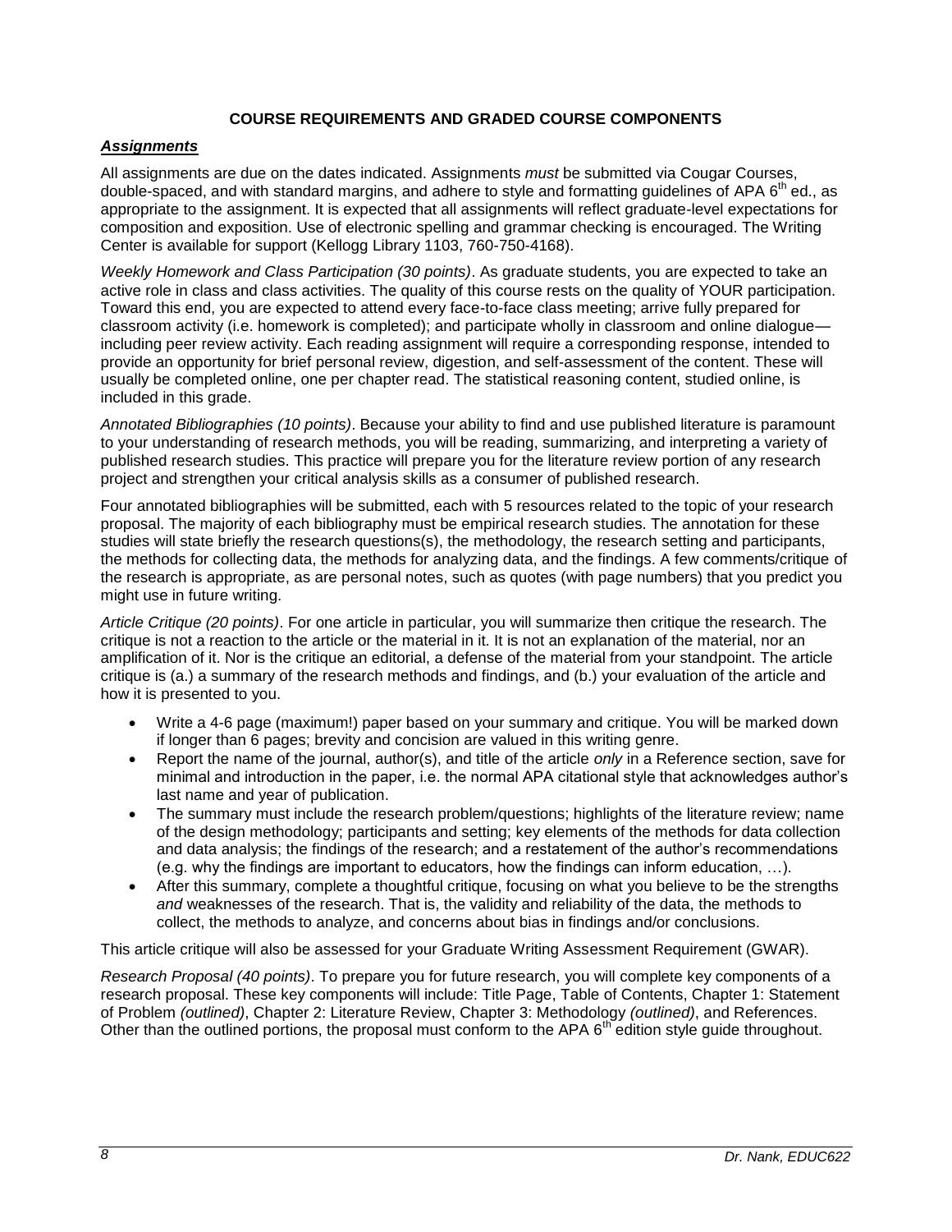**COURSE REQUIREMENTS AND GRADED COURSE COMPONENTS**

***Assignments***

All assignments are due on the dates indicated. Assignments *must* be submitted via Cougar Courses, double-spaced, and with standard margins, and adhere to style and formatting guidelines of APA 6th ed., as appropriate to the assignment. It is expected that all assignments will reflect graduate-level expectations for composition and exposition. Use of electronic spelling and grammar checking is encouraged. The Writing Center is available for support (Kellogg Library 1103, 760-750-4168).

*Weekly Homework and Class Participation (30 points)*. As graduate students, you are expected to take an active role in class and class activities. The quality of this course rests on the quality of YOUR participation. Toward this end, you are expected to attend every face-to-face class meeting; arrive fully prepared for classroom activity (i.e. homework is completed); and participate wholly in classroom and online dialogue—including peer review activity. Each reading assignment will require a corresponding response, intended to provide an opportunity for brief personal review, digestion, and self-assessment of the content. These will usually be completed online, one per chapter read. The statistical reasoning content, studied online, is included in this grade.

*Annotated Bibliographies (10 points)*. Because your ability to find and use published literature is paramount to your understanding of research methods, you will be reading, summarizing, and interpreting a variety of published research studies. This practice will prepare you for the literature review portion of any research project and strengthen your critical analysis skills as a consumer of published research.

Four annotated bibliographies will be submitted, each with 5 resources related to the topic of your research proposal. The majority of each bibliography must be empirical research studies. The annotation for these studies will state briefly the research questions(s), the methodology, the research setting and participants, the methods for collecting data, the methods for analyzing data, and the findings. A few comments/critique of the research is appropriate, as are personal notes, such as quotes (with page numbers) that you predict you might use in future writing.

*Article Critique (20 points)*. For one article in particular, you will summarize then critique the research. The critique is not a reaction to the article or the material in it. It is not an explanation of the material, nor an amplification of it. Nor is the critique an editorial, a defense of the material from your standpoint. The article critique is (a.) a summary of the research methods and findings, and (b.) your evaluation of the article and how it is presented to you.

- Write a 4-6 page (maximum!) paper based on your summary and critique. You will be marked down if longer than 6 pages; brevity and concision are valued in this writing genre.
- Report the name of the journal, author(s), and title of the article *only* in a Reference section, save for minimal and introduction in the paper, i.e. the normal APA citational style that acknowledges author's last name and year of publication.
- The summary must include the research problem/questions; highlights of the literature review; name of the design methodology; participants and setting; key elements of the methods for data collection and data analysis; the findings of the research; and a restatement of the author's recommendations (e.g. why the findings are important to educators, how the findings can inform education, …).
- After this summary, complete a thoughtful critique, focusing on what you believe to be the strengths *and* weaknesses of the research. That is, the validity and reliability of the data, the methods to collect, the methods to analyze, and concerns about bias in findings and/or conclusions.

This article critique will also be assessed for your Graduate Writing Assessment Requirement (GWAR).

*Research Proposal (40 points)*. To prepare you for future research, you will complete key components of a research proposal. These key components will include: Title Page, Table of Contents, Chapter 1: Statement of Problem *(outlined)*, Chapter 2: Literature Review, Chapter 3: Methodology *(outlined)*, and References. Other than the outlined portions, the proposal must conform to the APA 6th edition style guide throughout.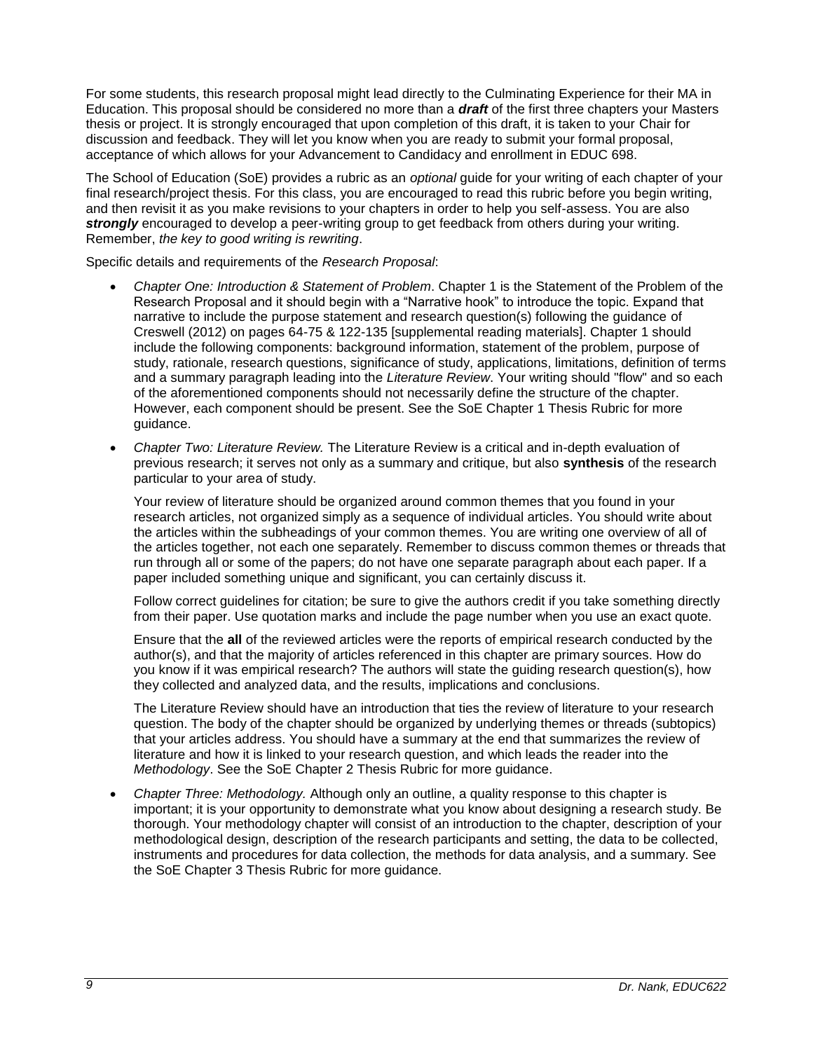For some students, this research proposal might lead directly to the Culminating Experience for their MA in Education. This proposal should be considered no more than a ***draft*** of the first three chapters your Masters thesis or project. It is strongly encouraged that upon completion of this draft, it is taken to your Chair for discussion and feedback. They will let you know when you are ready to submit your formal proposal, acceptance of which allows for your Advancement to Candidacy and enrollment in EDUC 698.

The School of Education (SoE) provides a rubric as an *optional* guide for your writing of each chapter of your final research/project thesis. For this class, you are encouraged to read this rubric before you begin writing, and then revisit it as you make revisions to your chapters in order to help you self-assess. You are also ***strongly*** encouraged to develop a peer-writing group to get feedback from others during your writing. Remember, *the key to good writing is rewriting*.

Specific details and requirements of the *Research Proposal*:

- *Chapter One: Introduction & Statement of Problem*. Chapter 1 is the Statement of the Problem of the Research Proposal and it should begin with a "Narrative hook" to introduce the topic. Expand that narrative to include the purpose statement and research question(s) following the guidance of Creswell (2012) on pages 64-75 & 122-135 [supplemental reading materials]. Chapter 1 should include the following components: background information, statement of the problem, purpose of study, rationale, research questions, significance of study, applications, limitations, definition of terms and a summary paragraph leading into the *Literature Review.* Your writing should "flow" and so each of the aforementioned components should not necessarily define the structure of the chapter. However, each component should be present. See the SoE Chapter 1 Thesis Rubric for more guidance.

- *Chapter Two: Literature Review.* The Literature Review is a critical and in-depth evaluation of previous research; it serves not only as a summary and critique, but also **synthesis** of the research particular to your area of study.

  Your review of literature should be organized around common themes that you found in your research articles, not organized simply as a sequence of individual articles. You should write about the articles within the subheadings of your common themes. You are writing one overview of all of the articles together, not each one separately. Remember to discuss common themes or threads that run through all or some of the papers; do not have one separate paragraph about each paper. If a paper included something unique and significant, you can certainly discuss it.

  Follow correct guidelines for citation; be sure to give the authors credit if you take something directly from their paper. Use quotation marks and include the page number when you use an exact quote.

  Ensure that the **all** of the reviewed articles were the reports of empirical research conducted by the author(s), and that the majority of articles referenced in this chapter are primary sources. How do you know if it was empirical research? The authors will state the guiding research question(s), how they collected and analyzed data, and the results, implications and conclusions.

  The Literature Review should have an introduction that ties the review of literature to your research question. The body of the chapter should be organized by underlying themes or threads (subtopics) that your articles address. You should have a summary at the end that summarizes the review of literature and how it is linked to your research question, and which leads the reader into the *Methodology*. See the SoE Chapter 2 Thesis Rubric for more guidance.

- *Chapter Three: Methodology.* Although only an outline, a quality response to this chapter is important; it is your opportunity to demonstrate what you know about designing a research study. Be thorough. Your methodology chapter will consist of an introduction to the chapter, description of your methodological design, description of the research participants and setting, the data to be collected, instruments and procedures for data collection, the methods for data analysis, and a summary. See the SoE Chapter 3 Thesis Rubric for more guidance.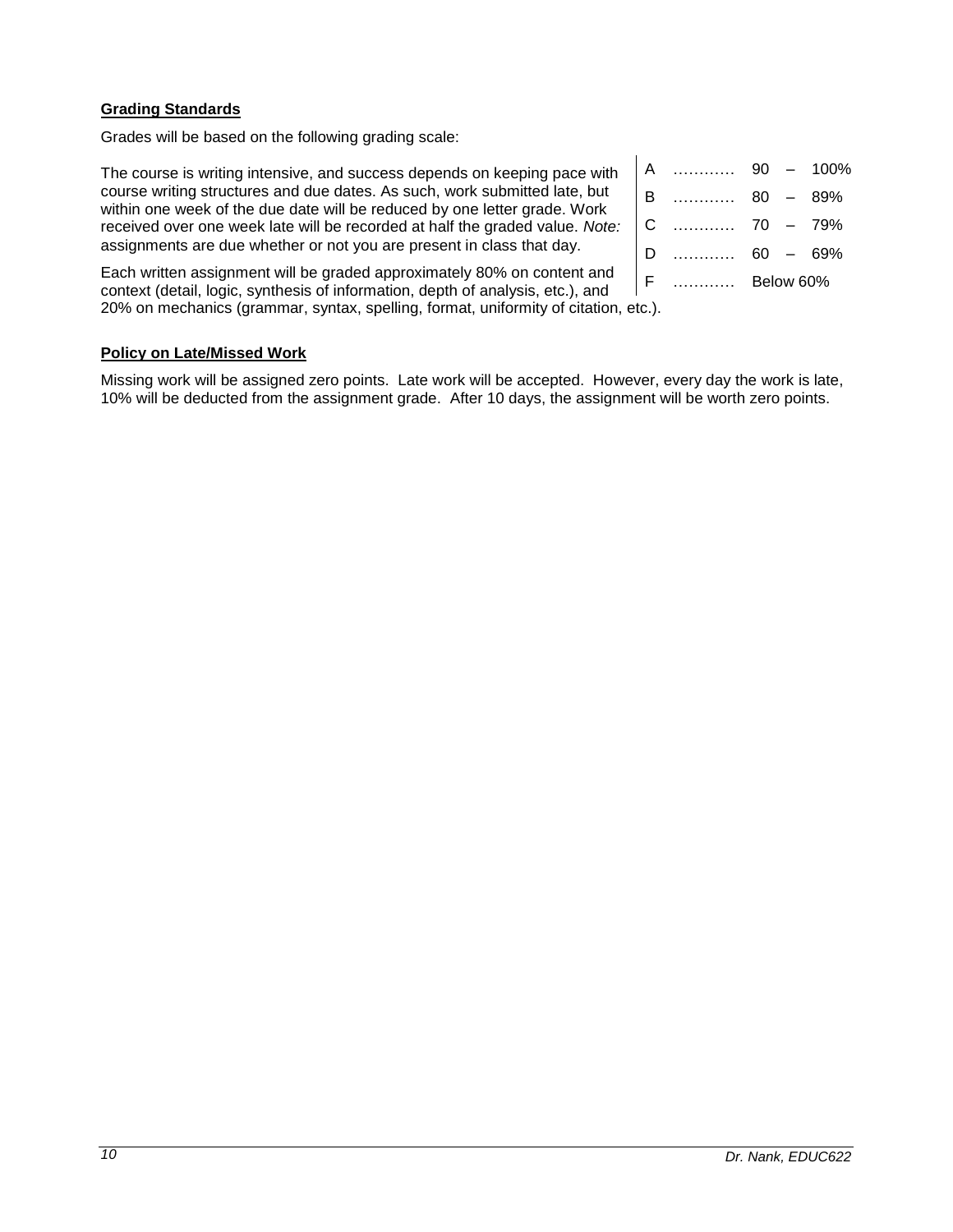**Grading Standards**

Grades will be based on the following grading scale:

| Grade | | Range |
|---|---|---|
| A | ………… | 90 – 100% |
| B | ………… | 80 – 89% |
| C | ………… | 70 – 79% |
| D | ………… | 60 – 69% |
| F | ………… | Below 60% |

The course is writing intensive, and success depends on keeping pace with course writing structures and due dates. As such, work submitted late, but within one week of the due date will be reduced by one letter grade. Work received over one week late will be recorded at half the graded value. *Note:* assignments are due whether or not you are present in class that day.

Each written assignment will be graded approximately 80% on content and context (detail, logic, synthesis of information, depth of analysis, etc.), and 20% on mechanics (grammar, syntax, spelling, format, uniformity of citation, etc.).

**Policy on Late/Missed Work**

Missing work will be assigned zero points. Late work will be accepted. However, every day the work is late, 10% will be deducted from the assignment grade. After 10 days, the assignment will be worth zero points.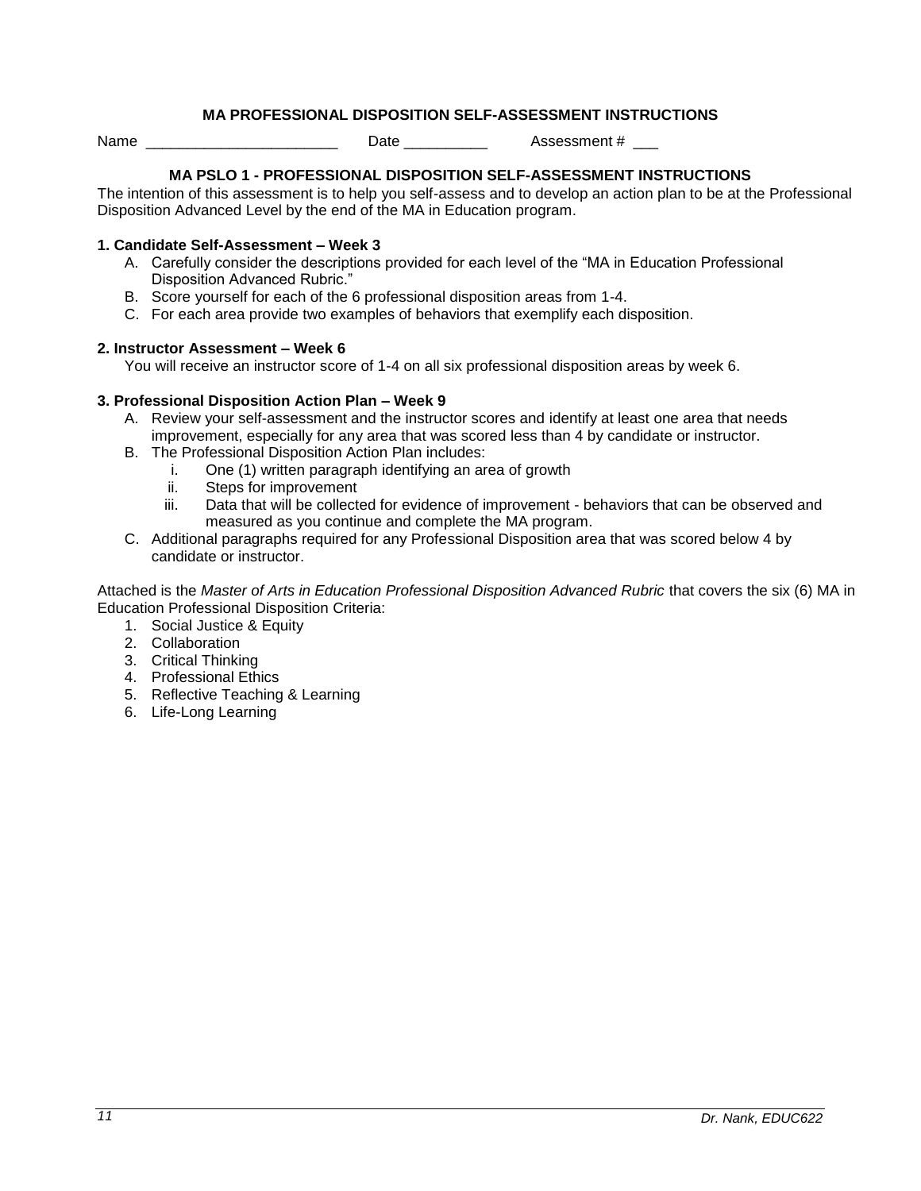## MA PROFESSIONAL DISPOSITION SELF-ASSESSMENT INSTRUCTIONS

Name _______________________ Date __________ Assessment # ___

### MA PSLO 1 - PROFESSIONAL DISPOSITION SELF-ASSESSMENT INSTRUCTIONS

The intention of this assessment is to help you self-assess and to develop an action plan to be at the Professional Disposition Advanced Level by the end of the MA in Education program.

**1. Candidate Self-Assessment – Week 3**

A. Carefully consider the descriptions provided for each level of the "MA in Education Professional Disposition Advanced Rubric."
B. Score yourself for each of the 6 professional disposition areas from 1-4.
C. For each area provide two examples of behaviors that exemplify each disposition.

**2. Instructor Assessment – Week 6**

You will receive an instructor score of 1-4 on all six professional disposition areas by week 6.

**3. Professional Disposition Action Plan – Week 9**

A. Review your self-assessment and the instructor scores and identify at least one area that needs improvement, especially for any area that was scored less than 4 by candidate or instructor.
B. The Professional Disposition Action Plan includes:
   i. One (1) written paragraph identifying an area of growth
   ii. Steps for improvement
   iii. Data that will be collected for evidence of improvement - behaviors that can be observed and measured as you continue and complete the MA program.
C. Additional paragraphs required for any Professional Disposition area that was scored below 4 by candidate or instructor.

Attached is the *Master of Arts in Education Professional Disposition Advanced Rubric* that covers the six (6) MA in Education Professional Disposition Criteria:

1. Social Justice & Equity
2. Collaboration
3. Critical Thinking
4. Professional Ethics
5. Reflective Teaching & Learning
6. Life-Long Learning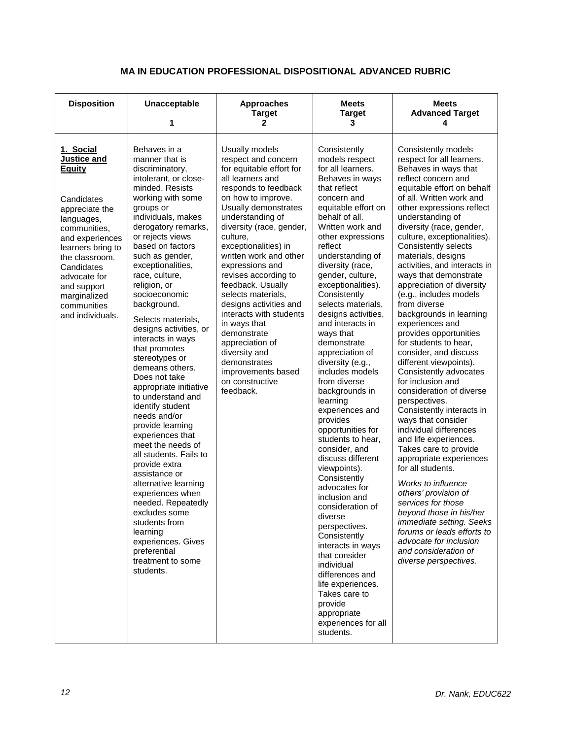## MA IN EDUCATION PROFESSIONAL DISPOSITIONAL ADVANCED RUBRIC

| Disposition | Unacceptable 1 | Approaches Target 2 | Meets Target 3 | Meets Advanced Target 4 |
|---|---|---|---|---|
| **1. Social Justice and Equity** Candidates appreciate the languages, communities, and experiences learners bring to the classroom. Candidates advocate for and support marginalized communities and individuals. | Behaves in a manner that is discriminatory, intolerant, or close-minded. Resists working with some groups or individuals, makes derogatory remarks, or rejects views based on factors such as gender, exceptionalities, race, culture, religion, or socioeconomic background. Selects materials, designs activities, or interacts in ways that promotes stereotypes or demeans others. Does not take appropriate initiative to understand and identify student needs and/or provide learning experiences that meet the needs of all students. Fails to provide extra assistance or alternative learning experiences when needed. Repeatedly excludes some students from learning experiences. Gives preferential treatment to some students. | Usually models respect and concern for equitable effort for all learners and responds to feedback on how to improve. Usually demonstrates understanding of diversity (race, gender, culture, exceptionalities) in written work and other expressions and revises according to feedback. Usually selects materials, designs activities and interacts with students in ways that demonstrate appreciation of diversity and demonstrates improvements based on constructive feedback. | Consistently models respect for all learners. Behaves in ways that reflect concern and equitable effort on behalf of all. Written work and other expressions reflect understanding of diversity (race, gender, culture, exceptionalities). Consistently selects materials, designs activities, and interacts in ways that demonstrate appreciation of diversity (e.g., includes models from diverse backgrounds in learning experiences and provides opportunities for students to hear, consider, and discuss different viewpoints). Consistently advocates for inclusion and consideration of diverse perspectives. Consistently interacts in ways that consider individual differences and life experiences. Takes care to provide appropriate experiences for all students. | Consistently models respect for all learners. Behaves in ways that reflect concern and equitable effort on behalf of all. Written work and other expressions reflect understanding of diversity (race, gender, culture, exceptionalities). Consistently selects materials, designs activities, and interacts in ways that demonstrate appreciation of diversity (e.g., includes models from diverse backgrounds in learning experiences and provides opportunities for students to hear, consider, and discuss different viewpoints). Consistently advocates for inclusion and consideration of diverse perspectives. Consistently interacts in ways that consider individual differences and life experiences. Takes care to provide appropriate experiences for all students. *Works to influence others' provision of services for those beyond those in his/her immediate setting. Seeks forums or leads efforts to advocate for inclusion and consideration of diverse perspectives.* |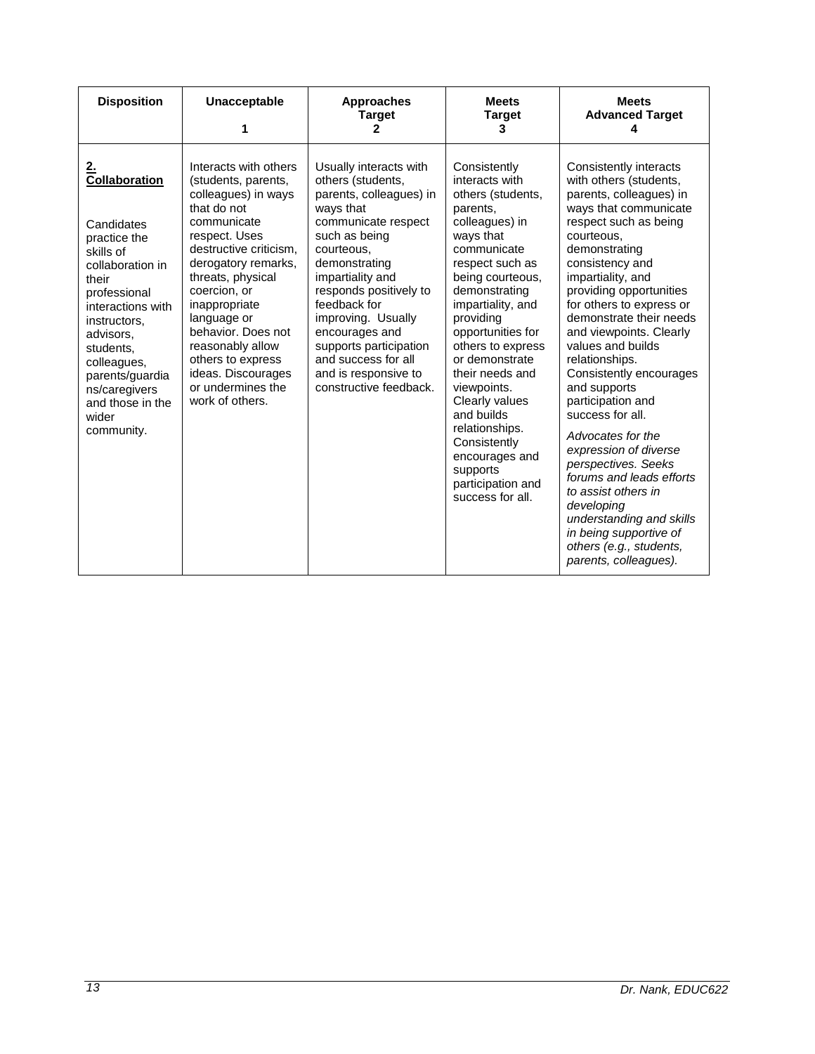| Disposition | Unacceptable<br>1 | Approaches Target<br>2 | Meets Target<br>3 | Meets Advanced Target<br>4 |
|---|---|---|---|---|
| **<u>2. Collaboration</u>**<br><br>Candidates practice the skills of collaboration in their professional interactions with instructors, advisors, students, colleagues, parents/guardians/caregivers and those in the wider community. | Interacts with others (students, parents, colleagues) in ways that do not communicate respect. Uses destructive criticism, derogatory remarks, threats, physical coercion, or inappropriate language or behavior. Does not reasonably allow others to express ideas. Discourages or undermines the work of others. | Usually interacts with others (students, parents, colleagues) in ways that communicate respect such as being courteous, demonstrating impartiality and responds positively to feedback for improving. Usually encourages and supports participation and success for all and is responsive to constructive feedback. | Consistently interacts with others (students, parents, colleagues) in ways that communicate respect such as being courteous, demonstrating impartiality, and providing opportunities for others to express or demonstrate their needs and viewpoints. Clearly values and builds relationships. Consistently encourages and supports participation and success for all. | Consistently interacts with others (students, parents, colleagues) in ways that communicate respect such as being courteous, demonstrating consistency and impartiality, and providing opportunities for others to express or demonstrate their needs and viewpoints. Clearly values and builds relationships. Consistently encourages and supports participation and success for all.<br><br>*Advocates for the expression of diverse perspectives. Seeks forums and leads efforts to assist others in developing understanding and skills in being supportive of others (e.g., students, parents, colleagues).* |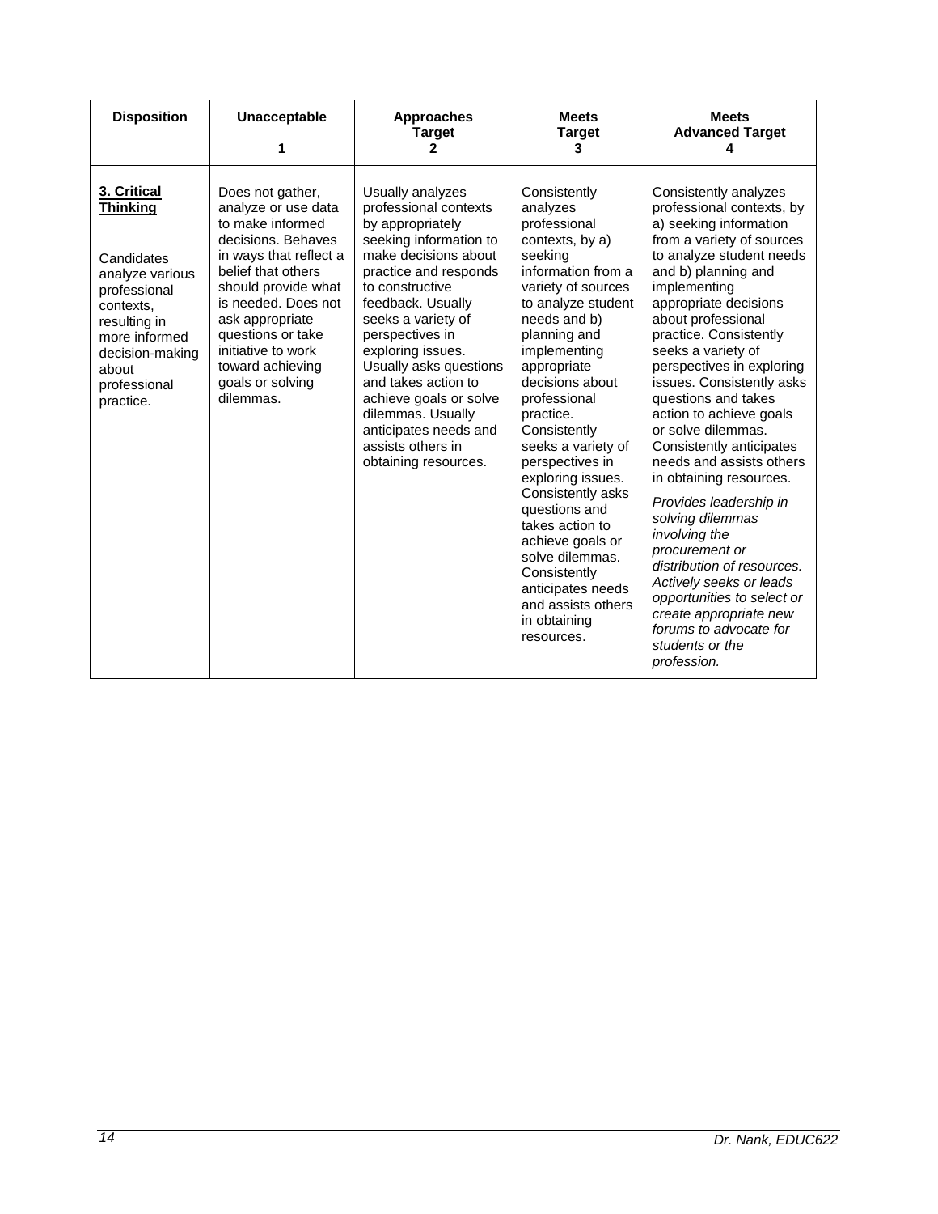| Disposition | Unacceptable<br>1 | Approaches Target<br>2 | Meets Target<br>3 | Meets Advanced Target<br>4 |
|---|---|---|---|---|
| **3. Critical Thinking**<br><br>Candidates analyze various professional contexts, resulting in more informed decision-making about professional practice. | Does not gather, analyze or use data to make informed decisions. Behaves in ways that reflect a belief that others should provide what is needed. Does not ask appropriate questions or take initiative to work toward achieving goals or solving dilemmas. | Usually analyzes professional contexts by appropriately seeking information to make decisions about practice and responds to constructive feedback. Usually seeks a variety of perspectives in exploring issues. Usually asks questions and takes action to achieve goals or solve dilemmas. Usually anticipates needs and assists others in obtaining resources. | Consistently analyzes professional contexts, by a) seeking information from a variety of sources to analyze student needs and b) planning and implementing appropriate decisions about professional practice. Consistently seeks a variety of perspectives in exploring issues. Consistently asks questions and takes action to achieve goals or solve dilemmas. Consistently anticipates needs and assists others in obtaining resources. | Consistently analyzes professional contexts, by a) seeking information from a variety of sources to analyze student needs and b) planning and implementing appropriate decisions about professional practice. Consistently seeks a variety of perspectives in exploring issues. Consistently asks questions and takes action to achieve goals or solve dilemmas. Consistently anticipates needs and assists others in obtaining resources.<br><br>*Provides leadership in solving dilemmas involving the procurement or distribution of resources. Actively seeks or leads opportunities to select or create appropriate new forums to advocate for students or the profession.* |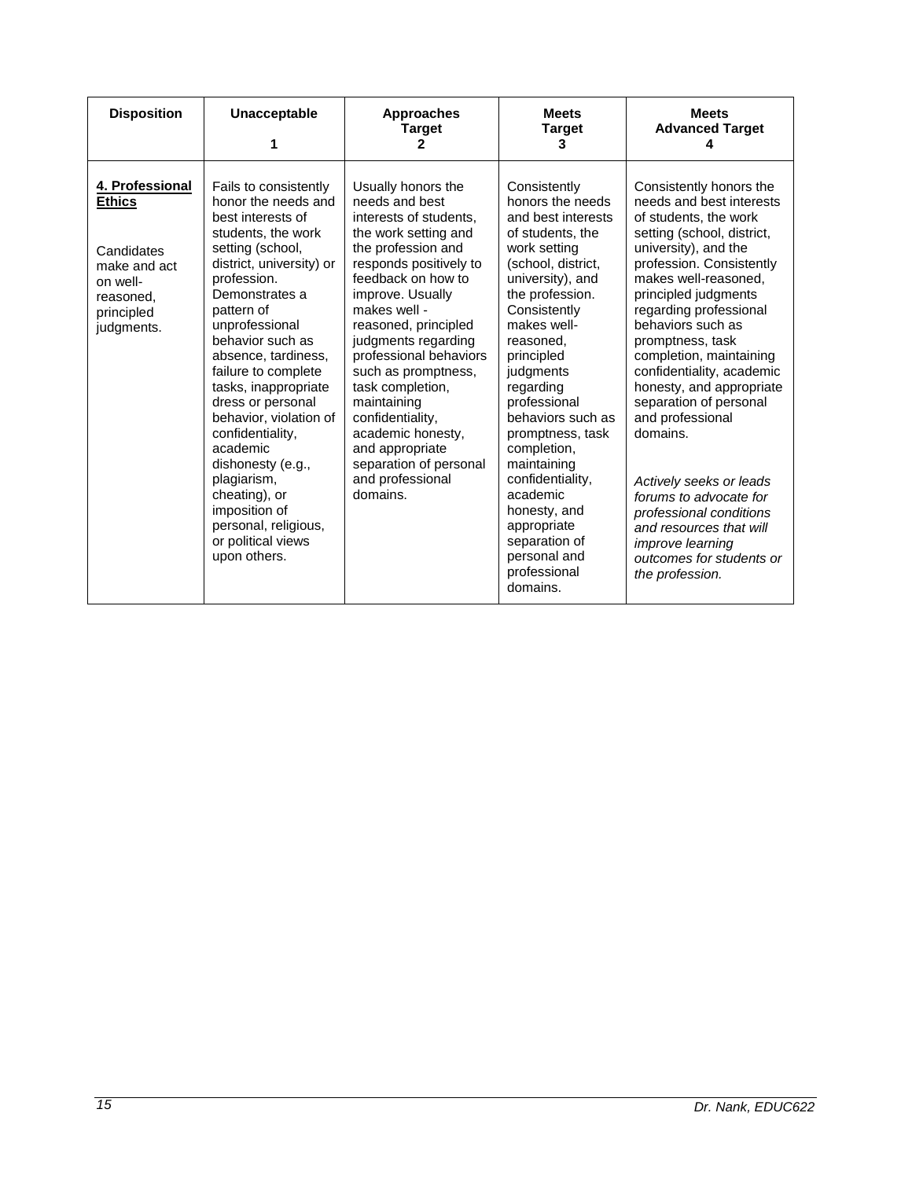| Disposition | Unacceptable<br>1 | Approaches Target<br>2 | Meets Target<br>3 | Meets Advanced Target<br>4 |
|---|---|---|---|---|
| **4. Professional Ethics**<br><br>Candidates make and act on well-reasoned, principled judgments. | Fails to consistently honor the needs and best interests of students, the work setting (school, district, university) or profession. Demonstrates a pattern of unprofessional behavior such as absence, tardiness, failure to complete tasks, inappropriate dress or personal behavior, violation of confidentiality, academic dishonesty (e.g., plagiarism, cheating), or imposition of personal, religious, or political views upon others. | Usually honors the needs and best interests of students, the work setting and the profession and responds positively to feedback on how to improve. Usually makes well - reasoned, principled judgments regarding professional behaviors such as promptness, task completion, maintaining confidentiality, academic honesty, and appropriate separation of personal and professional domains. | Consistently honors the needs and best interests of students, the work setting (school, district, university), and the profession. Consistently makes well-reasoned, principled judgments regarding professional behaviors such as promptness, task completion, maintaining confidentiality, academic honesty, and appropriate separation of personal and professional domains. | Consistently honors the needs and best interests of students, the work setting (school, district, university), and the profession. Consistently makes well-reasoned, principled judgments regarding professional behaviors such as promptness, task completion, maintaining confidentiality, academic honesty, and appropriate separation of personal and professional domains.<br><br>*Actively seeks or leads forums to advocate for professional conditions and resources that will improve learning outcomes for students or the profession.* |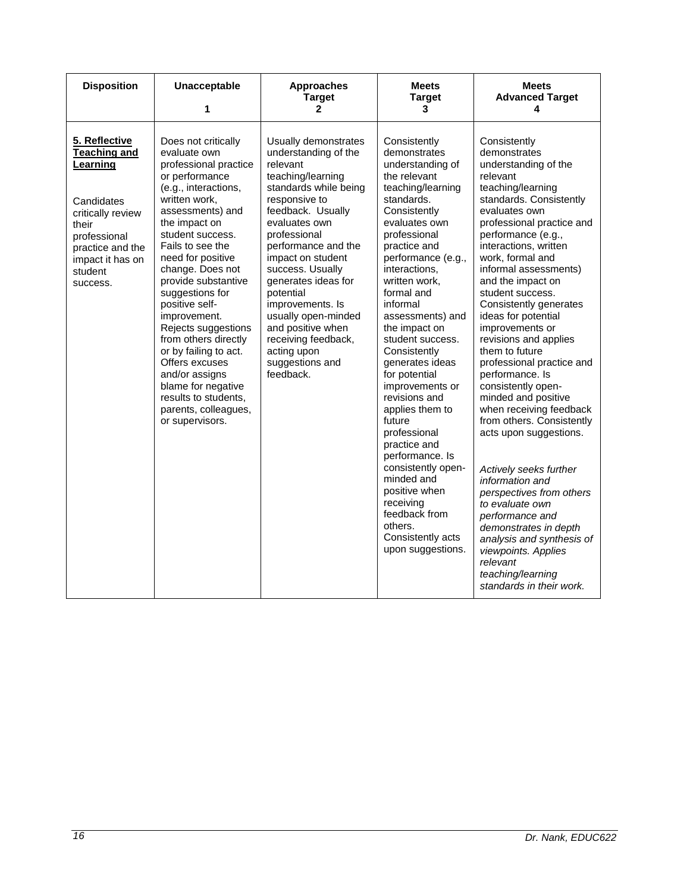| Disposition | Unacceptable 1 | Approaches Target 2 | Meets Target 3 | Meets Advanced Target 4 |
|---|---|---|---|---|
| **5. Reflective Teaching and Learning**<br><br>Candidates critically review their professional practice and the impact it has on student success. | Does not critically evaluate own professional practice or performance (e.g., interactions, written work, assessments) and the impact on student success. Fails to see the need for positive change. Does not provide substantive suggestions for positive self-improvement. Rejects suggestions from others directly or by failing to act. Offers excuses and/or assigns blame for negative results to students, parents, colleagues, or supervisors. | Usually demonstrates understanding of the relevant teaching/learning standards while being responsive to feedback. Usually evaluates own professional performance and the impact on student success. Usually generates ideas for potential improvements. Is usually open-minded and positive when receiving feedback, acting upon suggestions and feedback. | Consistently demonstrates understanding of the relevant teaching/learning standards. Consistently evaluates own professional practice and performance (e.g., interactions, written work, formal and informal assessments) and the impact on student success. Consistently generates ideas for potential improvements or revisions and applies them to future professional practice and performance. Is consistently open-minded and positive when receiving feedback from others. Consistently acts upon suggestions. | Consistently demonstrates understanding of the relevant teaching/learning standards. Consistently evaluates own professional practice and performance (e.g., interactions, written work, formal and informal assessments) and the impact on student success. Consistently generates ideas for potential improvements or revisions and applies them to future professional practice and performance. Is consistently open-minded and positive when receiving feedback from others. Consistently acts upon suggestions.<br><br>*Actively seeks further information and perspectives from others to evaluate own performance and demonstrates in depth analysis and synthesis of viewpoints. Applies relevant teaching/learning standards in their work.* |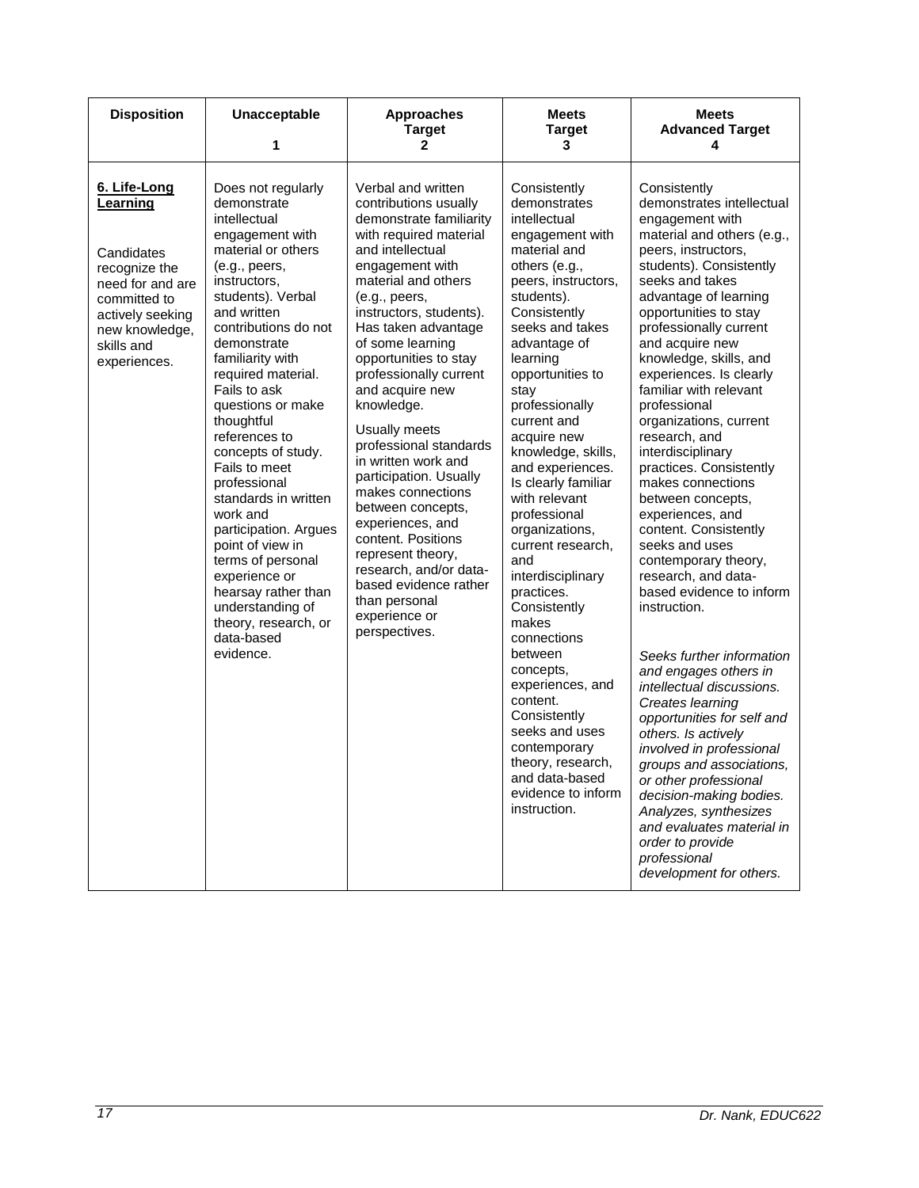| Disposition | Unacceptable<br>1 | Approaches Target<br>2 | Meets Target<br>3 | Meets Advanced Target<br>4 |
|---|---|---|---|---|
| **6. Life-Long Learning**<br><br>Candidates recognize the need for and are committed to actively seeking new knowledge, skills and experiences. | Does not regularly demonstrate intellectual engagement with material or others (e.g., peers, instructors, students). Verbal and written contributions do not demonstrate familiarity with required material. Fails to ask questions or make thoughtful references to concepts of study. Fails to meet professional standards in written work and participation. Argues point of view in terms of personal experience or hearsay rather than understanding of theory, research, or data-based evidence. | Verbal and written contributions usually demonstrate familiarity with required material and intellectual engagement with material and others (e.g., peers, instructors, students). Has taken advantage of some learning opportunities to stay professionally current and acquire new knowledge.<br><br>Usually meets professional standards in written work and participation. Usually makes connections between concepts, experiences, and content. Positions represent theory, research, and/or data-based evidence rather than personal experience or perspectives. | Consistently demonstrates intellectual engagement with material and others (e.g., peers, instructors, students). Consistently seeks and takes advantage of learning opportunities to stay professionally current and acquire new knowledge, skills, and experiences. Is clearly familiar with relevant professional organizations, current research, and interdisciplinary practices. Consistently makes connections between concepts, experiences, and content. Consistently seeks and uses contemporary theory, research, and data-based evidence to inform instruction. | Consistently demonstrates intellectual engagement with material and others (e.g., peers, instructors, students). Consistently seeks and takes advantage of learning opportunities to stay professionally current and acquire new knowledge, skills, and experiences. Is clearly familiar with relevant professional organizations, current research, and interdisciplinary practices. Consistently makes connections between concepts, experiences, and content. Consistently seeks and uses contemporary theory, research, and data-based evidence to inform instruction.<br><br>*Seeks further information and engages others in intellectual discussions. Creates learning opportunities for self and others. Is actively involved in professional groups and associations, or other professional decision-making bodies. Analyzes, synthesizes and evaluates material in order to provide professional development for others.* |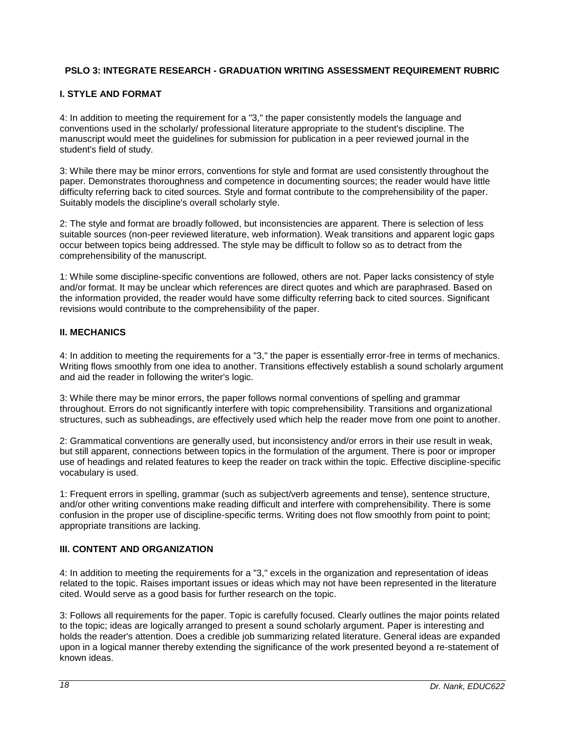## PSLO 3: INTEGRATE RESEARCH - GRADUATION WRITING ASSESSMENT REQUIREMENT RUBRIC

### I. STYLE AND FORMAT

4: In addition to meeting the requirement for a "3," the paper consistently models the language and conventions used in the scholarly/ professional literature appropriate to the student's discipline. The manuscript would meet the guidelines for submission for publication in a peer reviewed journal in the student's field of study.

3: While there may be minor errors, conventions for style and format are used consistently throughout the paper. Demonstrates thoroughness and competence in documenting sources; the reader would have little difficulty referring back to cited sources. Style and format contribute to the comprehensibility of the paper. Suitably models the discipline's overall scholarly style.

2: The style and format are broadly followed, but inconsistencies are apparent. There is selection of less suitable sources (non-peer reviewed literature, web information). Weak transitions and apparent logic gaps occur between topics being addressed. The style may be difficult to follow so as to detract from the comprehensibility of the manuscript.

1: While some discipline-specific conventions are followed, others are not. Paper lacks consistency of style and/or format. It may be unclear which references are direct quotes and which are paraphrased. Based on the information provided, the reader would have some difficulty referring back to cited sources. Significant revisions would contribute to the comprehensibility of the paper.

### II. MECHANICS

4: In addition to meeting the requirements for a "3," the paper is essentially error-free in terms of mechanics. Writing flows smoothly from one idea to another. Transitions effectively establish a sound scholarly argument and aid the reader in following the writer's logic.

3: While there may be minor errors, the paper follows normal conventions of spelling and grammar throughout. Errors do not significantly interfere with topic comprehensibility. Transitions and organizational structures, such as subheadings, are effectively used which help the reader move from one point to another.

2: Grammatical conventions are generally used, but inconsistency and/or errors in their use result in weak, but still apparent, connections between topics in the formulation of the argument. There is poor or improper use of headings and related features to keep the reader on track within the topic. Effective discipline-specific vocabulary is used.

1: Frequent errors in spelling, grammar (such as subject/verb agreements and tense), sentence structure, and/or other writing conventions make reading difficult and interfere with comprehensibility. There is some confusion in the proper use of discipline-specific terms. Writing does not flow smoothly from point to point; appropriate transitions are lacking.

### III. CONTENT AND ORGANIZATION

4: In addition to meeting the requirements for a "3," excels in the organization and representation of ideas related to the topic. Raises important issues or ideas which may not have been represented in the literature cited. Would serve as a good basis for further research on the topic.

3: Follows all requirements for the paper. Topic is carefully focused. Clearly outlines the major points related to the topic; ideas are logically arranged to present a sound scholarly argument. Paper is interesting and holds the reader's attention. Does a credible job summarizing related literature. General ideas are expanded upon in a logical manner thereby extending the significance of the work presented beyond a re-statement of known ideas.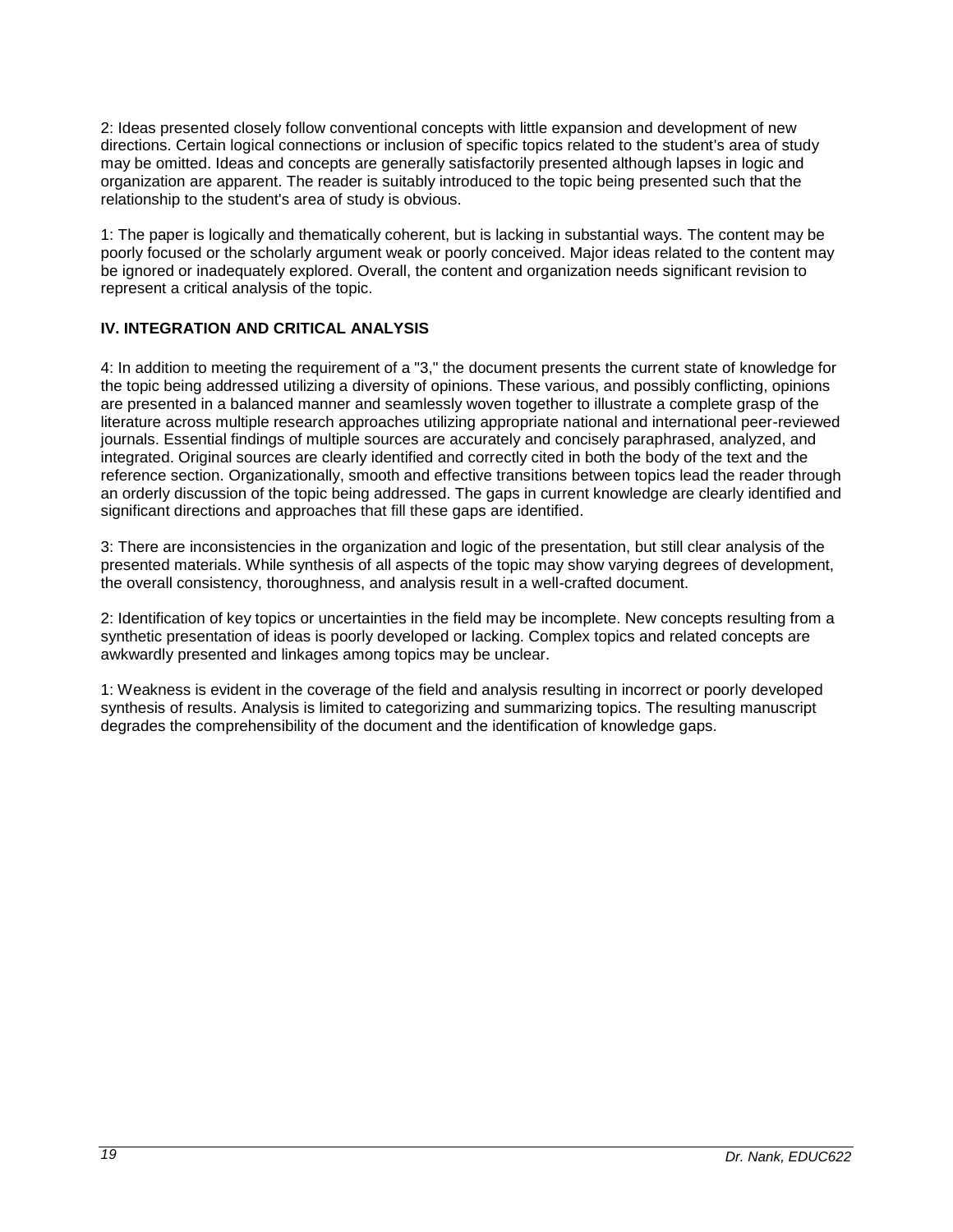2: Ideas presented closely follow conventional concepts with little expansion and development of new directions. Certain logical connections or inclusion of specific topics related to the student's area of study may be omitted. Ideas and concepts are generally satisfactorily presented although lapses in logic and organization are apparent. The reader is suitably introduced to the topic being presented such that the relationship to the student's area of study is obvious.

1: The paper is logically and thematically coherent, but is lacking in substantial ways. The content may be poorly focused or the scholarly argument weak or poorly conceived. Major ideas related to the content may be ignored or inadequately explored. Overall, the content and organization needs significant revision to represent a critical analysis of the topic.

### IV. INTEGRATION AND CRITICAL ANALYSIS

4: In addition to meeting the requirement of a "3," the document presents the current state of knowledge for the topic being addressed utilizing a diversity of opinions. These various, and possibly conflicting, opinions are presented in a balanced manner and seamlessly woven together to illustrate a complete grasp of the literature across multiple research approaches utilizing appropriate national and international peer-reviewed journals. Essential findings of multiple sources are accurately and concisely paraphrased, analyzed, and integrated. Original sources are clearly identified and correctly cited in both the body of the text and the reference section. Organizationally, smooth and effective transitions between topics lead the reader through an orderly discussion of the topic being addressed. The gaps in current knowledge are clearly identified and significant directions and approaches that fill these gaps are identified.

3: There are inconsistencies in the organization and logic of the presentation, but still clear analysis of the presented materials. While synthesis of all aspects of the topic may show varying degrees of development, the overall consistency, thoroughness, and analysis result in a well-crafted document.

2: Identification of key topics or uncertainties in the field may be incomplete. New concepts resulting from a synthetic presentation of ideas is poorly developed or lacking. Complex topics and related concepts are awkwardly presented and linkages among topics may be unclear.

1: Weakness is evident in the coverage of the field and analysis resulting in incorrect or poorly developed synthesis of results. Analysis is limited to categorizing and summarizing topics. The resulting manuscript degrades the comprehensibility of the document and the identification of knowledge gaps.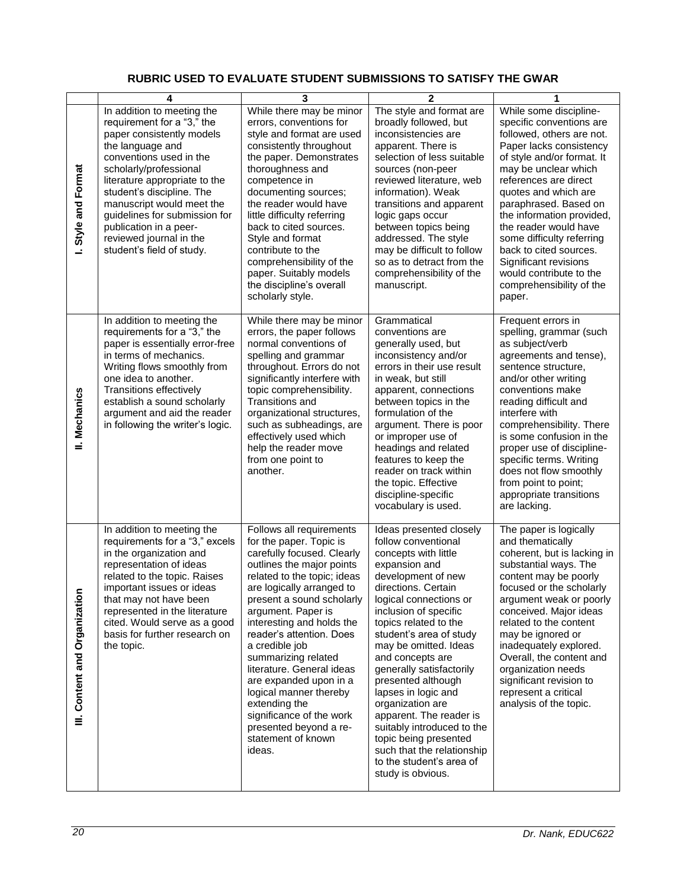## RUBRIC USED TO EVALUATE STUDENT SUBMISSIONS TO SATISFY THE GWAR

| | 4 | 3 | 2 | 1 |
|---|---|---|---|---|
| I. Style and Format | In addition to meeting the requirement for a "3," the paper consistently models the language and conventions used in the scholarly/professional literature appropriate to the student's discipline. The manuscript would meet the guidelines for submission for publication in a peer-reviewed journal in the student's field of study. | While there may be minor errors, conventions for style and format are used consistently throughout the paper. Demonstrates thoroughness and competence in documenting sources; the reader would have little difficulty referring back to cited sources. Style and format contribute to the comprehensibility of the paper. Suitably models the discipline's overall scholarly style. | The style and format are broadly followed, but inconsistencies are apparent. There is selection of less suitable sources (non-peer reviewed literature, web information). Weak transitions and apparent logic gaps occur between topics being addressed. The style may be difficult to follow so as to detract from the comprehensibility of the manuscript. | While some discipline-specific conventions are followed, others are not. Paper lacks consistency of style and/or format. It may be unclear which references are direct quotes and which are paraphrased. Based on the information provided, the reader would have some difficulty referring back to cited sources. Significant revisions would contribute to the comprehensibility of the paper. |
| II. Mechanics | In addition to meeting the requirements for a "3," the paper is essentially error-free in terms of mechanics. Writing flows smoothly from one idea to another. Transitions effectively establish a sound scholarly argument and aid the reader in following the writer's logic. | While there may be minor errors, the paper follows normal conventions of spelling and grammar throughout. Errors do not significantly interfere with topic comprehensibility. Transitions and organizational structures, such as subheadings, are effectively used which help the reader move from one point to another. | Grammatical conventions are generally used, but inconsistency and/or errors in their use result in weak, but still apparent, connections between topics in the formulation of the argument. There is poor or improper use of headings and related features to keep the reader on track within the topic. Effective discipline-specific vocabulary is used. | Frequent errors in spelling, grammar (such as subject/verb agreements and tense), sentence structure, and/or other writing conventions make reading difficult and interfere with comprehensibility. There is some confusion in the proper use of discipline-specific terms. Writing does not flow smoothly from point to point; appropriate transitions are lacking. |
| III. Content and Organization | In addition to meeting the requirements for a "3," excels in the organization and representation of ideas related to the topic. Raises important issues or ideas that may not have been represented in the literature cited. Would serve as a good basis for further research on the topic. | Follows all requirements for the paper. Topic is carefully focused. Clearly outlines the major points related to the topic; ideas are logically arranged to present a sound scholarly argument. Paper is interesting and holds the reader's attention. Does a credible job summarizing related literature. General ideas are expanded upon in a logical manner thereby extending the significance of the work presented beyond a re-statement of known ideas. | Ideas presented closely follow conventional concepts with little expansion and development of new directions. Certain logical connections or inclusion of specific topics related to the student's area of study may be omitted. Ideas and concepts are generally satisfactorily presented although lapses in logic and organization are apparent. The reader is suitably introduced to the topic being presented such that the relationship to the student's area of study is obvious. | The paper is logically and thematically coherent, but is lacking in substantial ways. The content may be poorly focused or the scholarly argument weak or poorly conceived. Major ideas related to the content may be ignored or inadequately explored. Overall, the content and organization needs significant revision to represent a critical analysis of the topic. |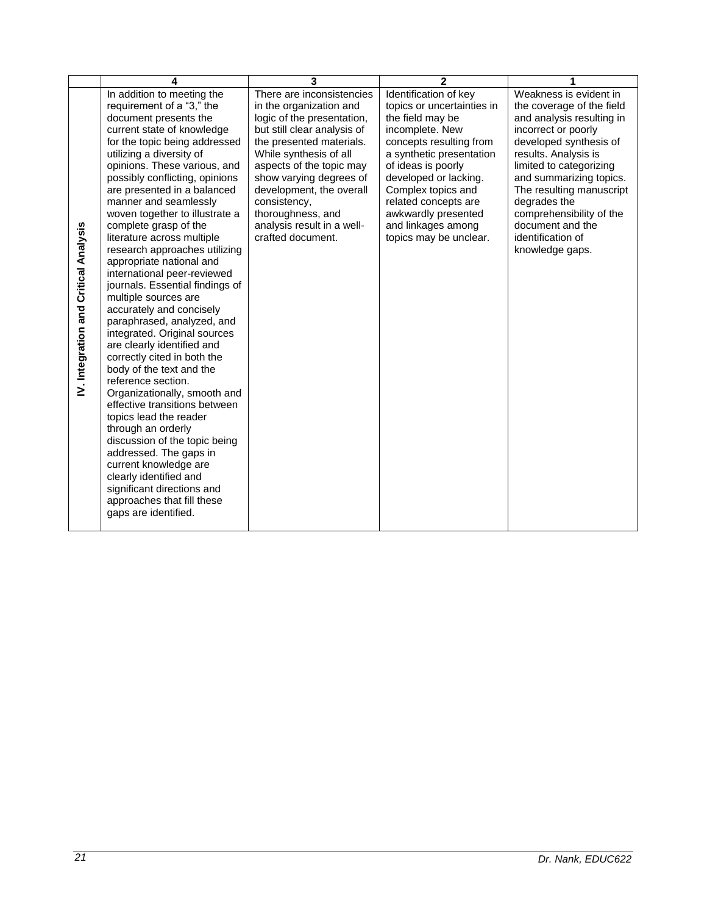| | 4 | 3 | 2 | 1 |
|---|---|---|---|---|
| **IV. Integration and Critical Analysis** | In addition to meeting the requirement of a "3," the document presents the current state of knowledge for the topic being addressed utilizing a diversity of opinions. These various, and possibly conflicting, opinions are presented in a balanced manner and seamlessly woven together to illustrate a complete grasp of the literature across multiple research approaches utilizing appropriate national and international peer-reviewed journals. Essential findings of multiple sources are accurately and concisely paraphrased, analyzed, and integrated. Original sources are clearly identified and correctly cited in both the body of the text and the reference section. Organizationally, smooth and effective transitions between topics lead the reader through an orderly discussion of the topic being addressed. The gaps in current knowledge are clearly identified and significant directions and approaches that fill these gaps are identified. | There are inconsistencies in the organization and logic of the presentation, but still clear analysis of the presented materials. While synthesis of all aspects of the topic may show varying degrees of development, the overall consistency, thoroughness, and analysis result in a well-crafted document. | Identification of key topics or uncertainties in the field may be incomplete. New concepts resulting from a synthetic presentation of ideas is poorly developed or lacking. Complex topics and related concepts are awkwardly presented and linkages among topics may be unclear. | Weakness is evident in the coverage of the field and analysis resulting in incorrect or poorly developed synthesis of results. Analysis is limited to categorizing and summarizing topics. The resulting manuscript degrades the comprehensibility of the document and the identification of knowledge gaps. |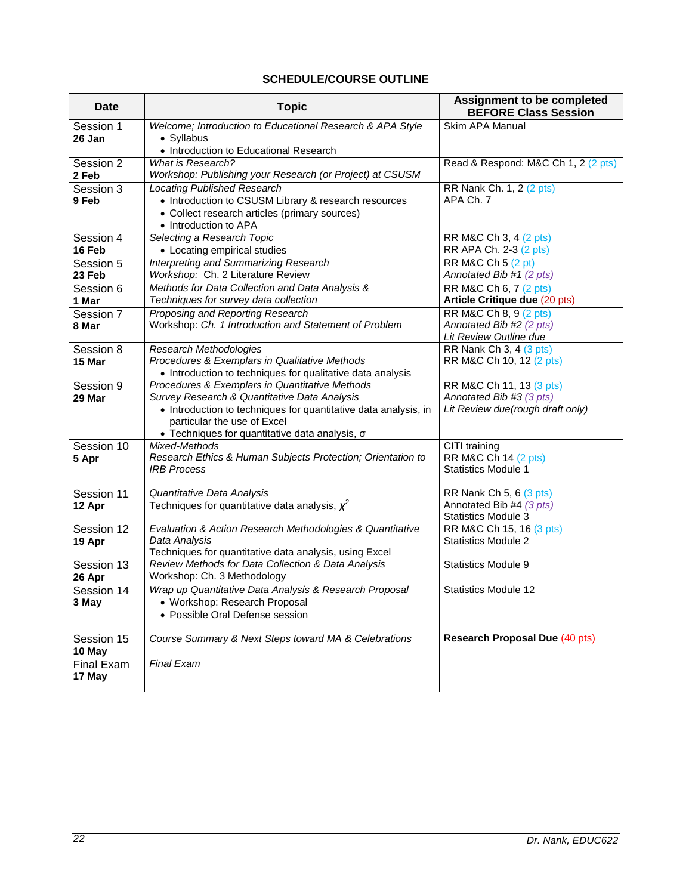## SCHEDULE/COURSE OUTLINE

| Date | Topic | Assignment to be completed BEFORE Class Session |
|---|---|---|
| Session 1 **26 Jan** | *Welcome; Introduction to Educational Research & APA Style* • Syllabus • Introduction to Educational Research | Skim APA Manual |
| Session 2 **2 Feb** | *What is Research?* *Workshop: Publishing your Research (or Project) at CSUSM* | Read & Respond: M&C Ch 1, 2 (2 pts) |
| Session 3 **9 Feb** | *Locating Published Research* • Introduction to CSUSM Library & research resources • Collect research articles (primary sources) • Introduction to APA | RR Nank Ch. 1, 2 (2 pts) APA Ch. 7 |
| Session 4 **16 Feb** | *Selecting a Research Topic* • Locating empirical studies | RR M&C Ch 3, 4 (2 pts) RR APA Ch. 2-3 (2 pts) |
| Session 5 **23 Feb** | *Interpreting and Summarizing Research* *Workshop: Ch. 2 Literature Review* | RR M&C Ch 5 (2 pt) *Annotated Bib #1 (2 pts)* |
| Session 6 **1 Mar** | *Methods for Data Collection and Data Analysis & Techniques for survey data collection* | RR M&C Ch 6, 7 (2 pts) **Article Critique due** (20 pts) |
| Session 7 **8 Mar** | *Proposing and Reporting Research* Workshop: *Ch. 1 Introduction and Statement of Problem* | RR M&C Ch 8, 9 (2 pts) *Annotated Bib #2 (2 pts)* *Lit Review Outline due* |
| Session 8 **15 Mar** | *Research Methodologies* *Procedures & Exemplars in Qualitative Methods* • Introduction to techniques for qualitative data analysis | RR Nank Ch 3, 4 (3 pts) RR M&C Ch 10, 12 (2 pts) |
| Session 9 **29 Mar** | *Procedures & Exemplars in Quantitative Methods* *Survey Research & Quantitative Data Analysis* • Introduction to techniques for quantitative data analysis, in particular the use of Excel • Techniques for quantitative data analysis, $\sigma$ | RR M&C Ch 11, 13 (3 pts) *Annotated Bib #3 (3 pts)* *Lit Review due(rough draft only)* |
| Session 10 **5 Apr** | *Mixed-Methods* *Research Ethics & Human Subjects Protection; Orientation to IRB Process* | CITI training RR M&C Ch 14 (2 pts) Statistics Module 1 |
| Session 11 **12 Apr** | *Quantitative Data Analysis* Techniques for quantitative data analysis, $\chi^2$ | RR Nank Ch 5, 6 (3 pts) Annotated Bib #4 *(3 pts)* Statistics Module 3 |
| Session 12 **19 Apr** | *Evaluation & Action Research Methodologies & Quantitative Data Analysis* Techniques for quantitative data analysis, using Excel | RR M&C Ch 15, 16 (3 pts) Statistics Module 2 |
| Session 13 **26 Apr** | *Review Methods for Data Collection & Data Analysis* Workshop: Ch. 3 Methodology | Statistics Module 9 |
| Session 14 **3 May** | *Wrap up Quantitative Data Analysis & Research Proposal* • Workshop: Research Proposal • Possible Oral Defense session | Statistics Module 12 |
| Session 15 **10 May** | *Course Summary & Next Steps toward MA & Celebrations* | **Research Proposal Due** (40 pts) |
| Final Exam **17 May** | *Final Exam* | |